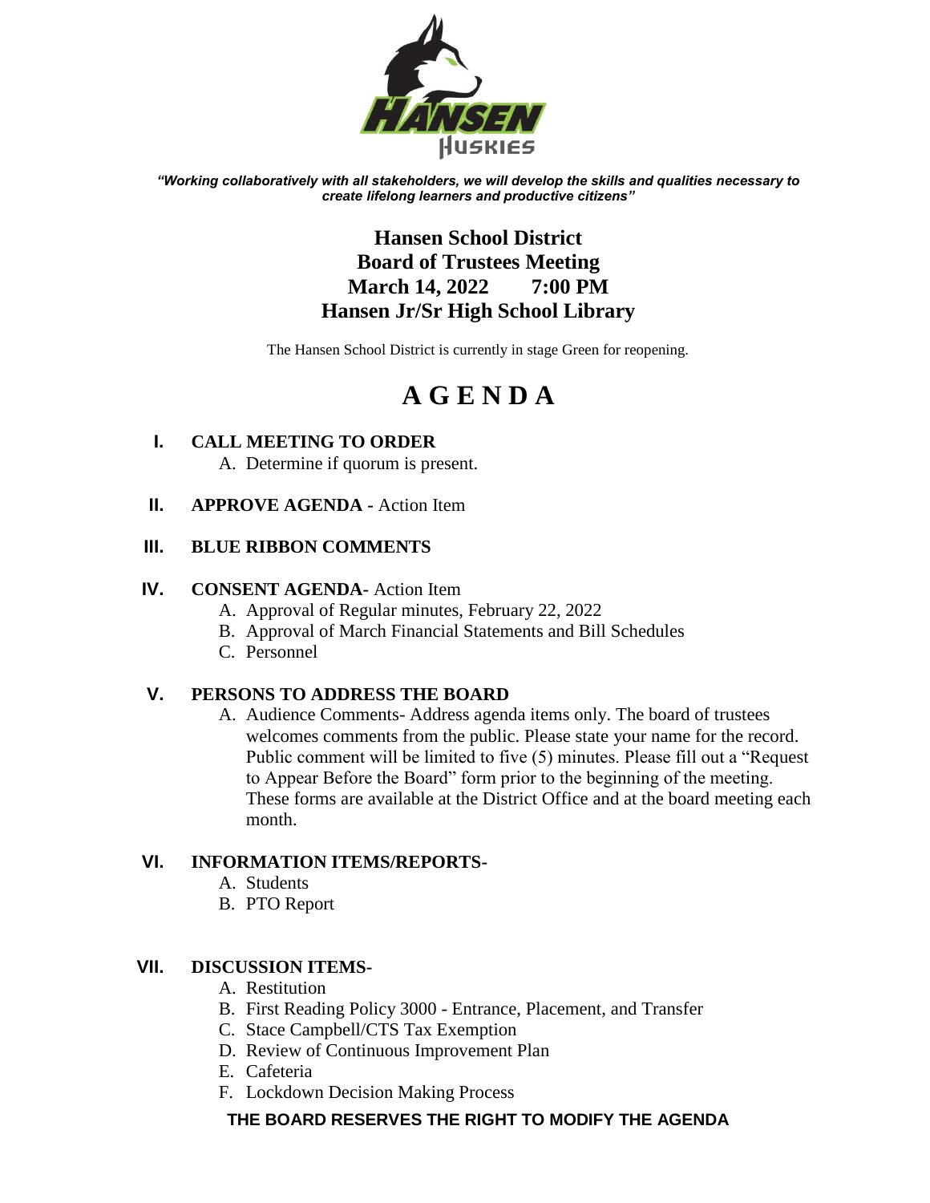*“Working collaboratively with all stakeholders, we will develop the skills and qualities necessary to create lifelong learners and productive citizens”*

# Hansen School District
## Board of Trustees Meeting
## March 14, 2022 7:00 PM
## Hansen Jr/Sr High School Library

The Hansen School District is currently in stage Green for reopening.

# A G E N D A

**I. CALL MEETING TO ORDER**
   A. Determine if quorum is present.

**II. APPROVE AGENDA -** Action Item

**III. BLUE RIBBON COMMENTS**

**IV. CONSENT AGENDA-** Action Item
   A. Approval of Regular minutes, February 22, 2022
   B. Approval of March Financial Statements and Bill Schedules
   C. Personnel

**V. PERSONS TO ADDRESS THE BOARD**
   A. Audience Comments- Address agenda items only. The board of trustees welcomes comments from the public. Please state your name for the record. Public comment will be limited to five (5) minutes. Please fill out a “Request to Appear Before the Board” form prior to the beginning of the meeting. These forms are available at the District Office and at the board meeting each month.

**VI. INFORMATION ITEMS/REPORTS-**
   A. Students
   B. PTO Report

**VII. DISCUSSION ITEMS-**
   A. Restitution
   B. First Reading Policy 3000 - Entrance, Placement, and Transfer
   C. Stace Campbell/CTS Tax Exemption
   D. Review of Continuous Improvement Plan
   E. Cafeteria
   F. Lockdown Decision Making Process

**THE BOARD RESERVES THE RIGHT TO MODIFY THE AGENDA**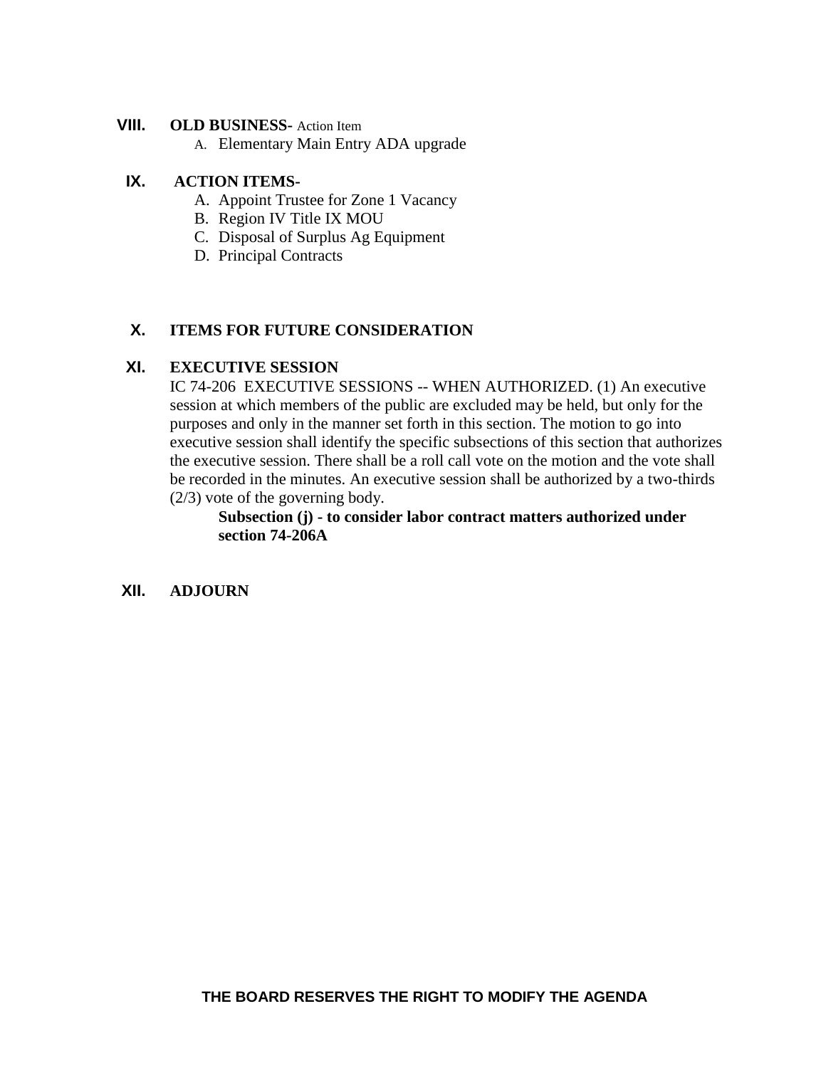**VIII. OLD BUSINESS-** Action Item

A. Elementary Main Entry ADA upgrade

**IX. ACTION ITEMS-**

A. Appoint Trustee for Zone 1 Vacancy
B. Region IV Title IX MOU
C. Disposal of Surplus Ag Equipment
D. Principal Contracts

**X. ITEMS FOR FUTURE CONSIDERATION**

**XI. EXECUTIVE SESSION**

IC 74-206 EXECUTIVE SESSIONS -- WHEN AUTHORIZED. (1) An executive session at which members of the public are excluded may be held, but only for the purposes and only in the manner set forth in this section. The motion to go into executive session shall identify the specific subsections of this section that authorizes the executive session. There shall be a roll call vote on the motion and the vote shall be recorded in the minutes. An executive session shall be authorized by a two-thirds (2/3) vote of the governing body.

**Subsection (j) - to consider labor contract matters authorized under section 74-206A**

**XII. ADJOURN**

**THE BOARD RESERVES THE RIGHT TO MODIFY THE AGENDA**